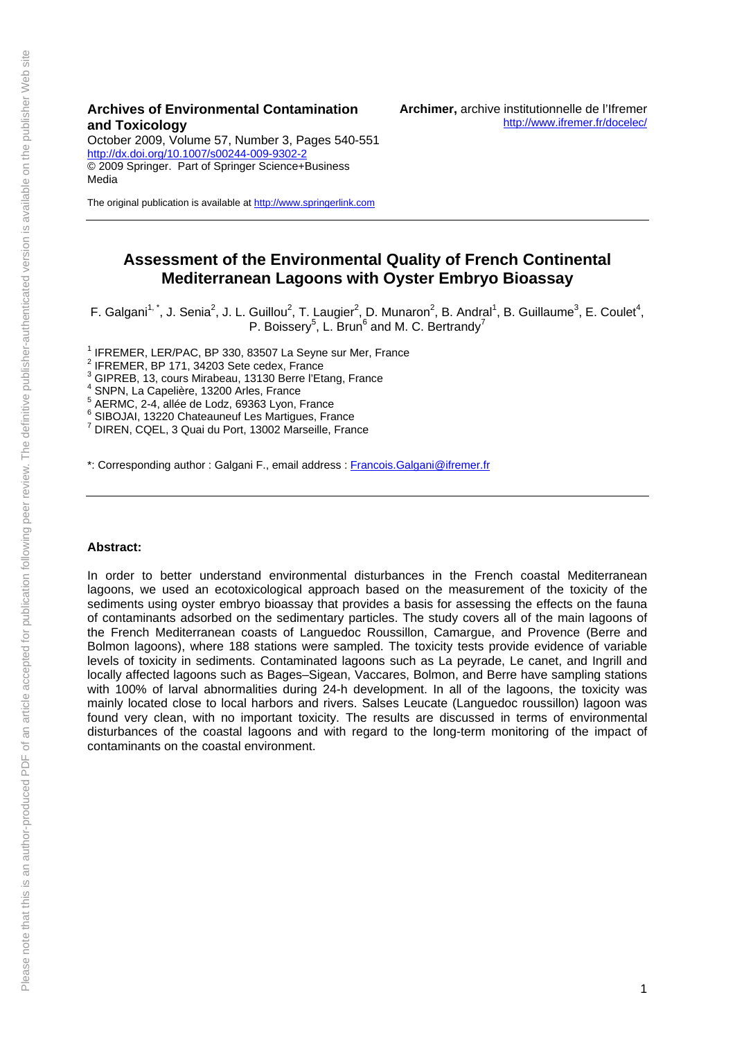**Archives of Environmental Contamination and Toxicology**
October 2009, Volume 57, Number 3, Pages 540-551
http://dx.doi.org/10.1007/s00244-009-9302-2
© 2009 Springer. Part of Springer Science+Business Media

**Archimer,** archive institutionnelle de l'Ifremer
http://www.ifremer.fr/docelec/

The original publication is available at http://www.springerlink.com

---

# Assessment of the Environmental Quality of French Continental Mediterranean Lagoons with Oyster Embryo Bioassay

F. Galgani[1,*], J. Senia[2], J. L. Guillou[2], T. Laugier[2], D. Munaron[2], B. Andral[1], B. Guillaume[3], E. Coulet[4], P. Boissery[5], L. Brun[6] and M. C. Bertrandy[7]

[1] IFREMER, LER/PAC, BP 330, 83507 La Seyne sur Mer, France
[2] IFREMER, BP 171, 34203 Sete cedex, France
[3] GIPREB, 13, cours Mirabeau, 13130 Berre l'Etang, France
[4] SNPN, La Capelière, 13200 Arles, France
[5] AERMC, 2-4, allée de Lodz, 69363 Lyon, France
[6] SIBOJAI, 13220 Chateauneuf Les Martigues, France
[7] DIREN, CQEL, 3 Quai du Port, 13002 Marseille, France

*: Corresponding author : Galgani F., email address : Francois.Galgani@ifremer.fr

---

**Abstract:**

In order to better understand environmental disturbances in the French coastal Mediterranean lagoons, we used an ecotoxicological approach based on the measurement of the toxicity of the sediments using oyster embryo bioassay that provides a basis for assessing the effects on the fauna of contaminants adsorbed on the sedimentary particles. The study covers all of the main lagoons of the French Mediterranean coasts of Languedoc Roussillon, Camargue, and Provence (Berre and Bolmon lagoons), where 188 stations were sampled. The toxicity tests provide evidence of variable levels of toxicity in sediments. Contaminated lagoons such as La peyrade, Le canet, and Ingrill and locally affected lagoons such as Bages–Sigean, Vaccares, Bolmon, and Berre have sampling stations with 100% of larval abnormalities during 24-h development. In all of the lagoons, the toxicity was mainly located close to local harbors and rivers. Salses Leucate (Languedoc roussillon) lagoon was found very clean, with no important toxicity. The results are discussed in terms of environmental disturbances of the coastal lagoons and with regard to the long-term monitoring of the impact of contaminants on the coastal environment.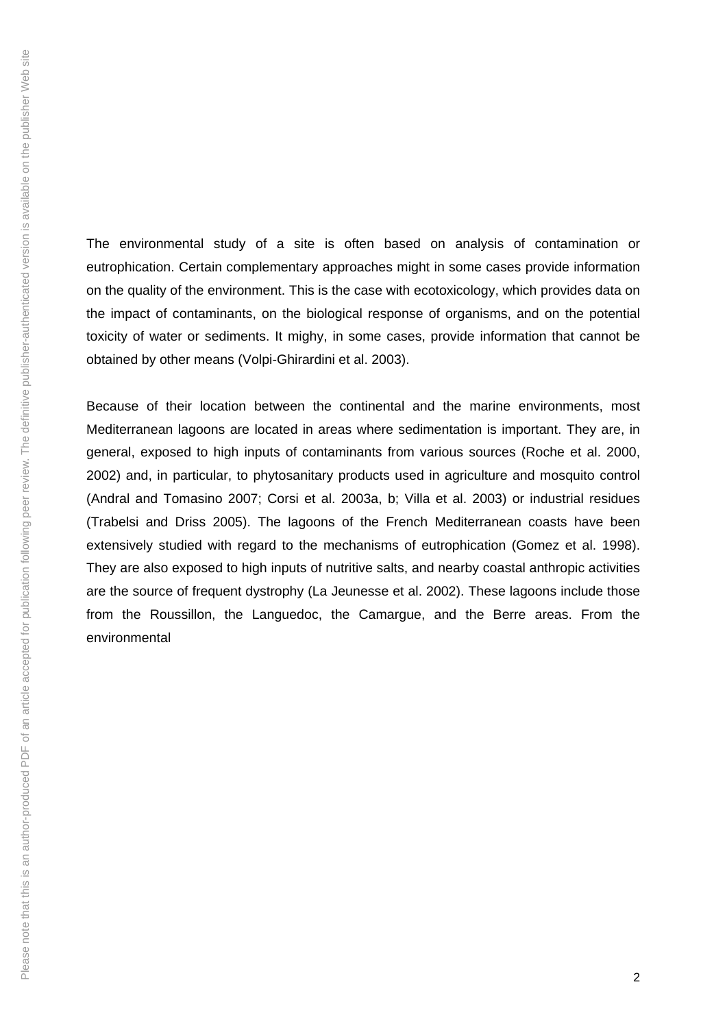The environmental study of a site is often based on analysis of contamination or eutrophication. Certain complementary approaches might in some cases provide information on the quality of the environment. This is the case with ecotoxicology, which provides data on the impact of contaminants, on the biological response of organisms, and on the potential toxicity of water or sediments. It mighy, in some cases, provide information that cannot be obtained by other means (Volpi-Ghirardini et al. 2003).

Because of their location between the continental and the marine environments, most Mediterranean lagoons are located in areas where sedimentation is important. They are, in general, exposed to high inputs of contaminants from various sources (Roche et al. 2000, 2002) and, in particular, to phytosanitary products used in agriculture and mosquito control (Andral and Tomasino 2007; Corsi et al. 2003a, b; Villa et al. 2003) or industrial residues (Trabelsi and Driss 2005). The lagoons of the French Mediterranean coasts have been extensively studied with regard to the mechanisms of eutrophication (Gomez et al. 1998). They are also exposed to high inputs of nutritive salts, and nearby coastal anthropic activities are the source of frequent dystrophy (La Jeunesse et al. 2002). These lagoons include those from the Roussillon, the Languedoc, the Camargue, and the Berre areas. From the environmental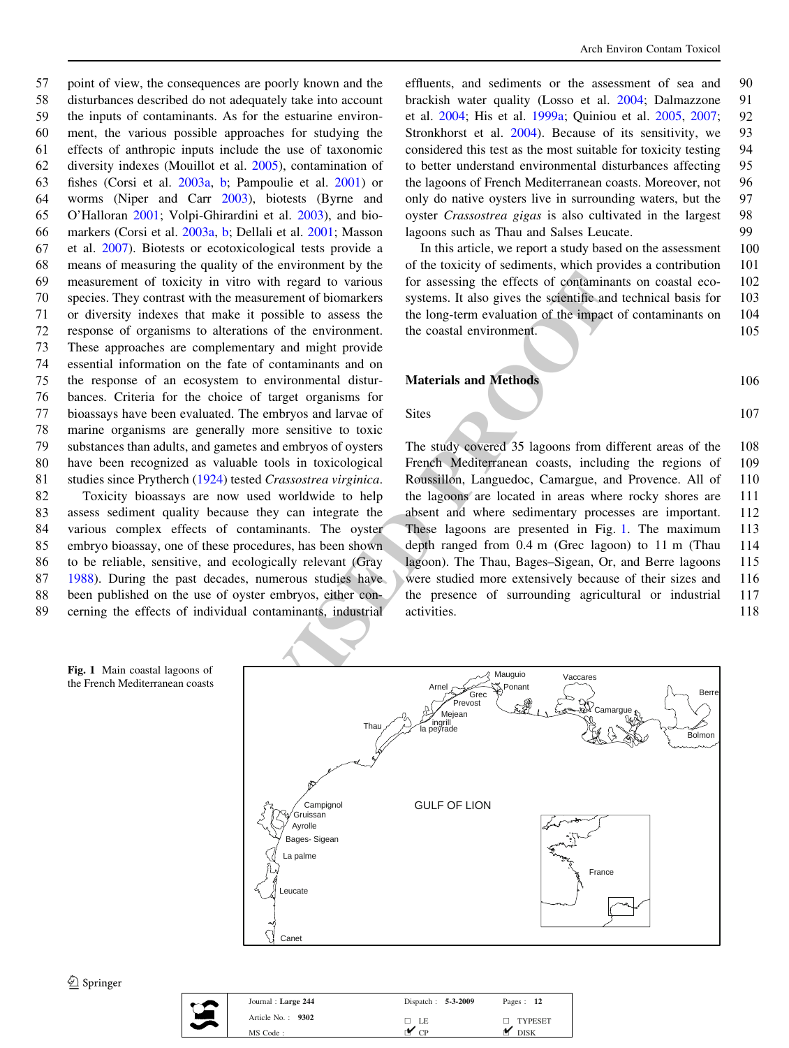point of view, the consequences are poorly known and the disturbances described do not adequately take into account the inputs of contaminants. As for the estuarine environment, the various possible approaches for studying the effects of anthropic inputs include the use of taxonomic diversity indexes (Mouillot et al. 2005), contamination of fishes (Corsi et al. 2003a, b; Pampoulie et al. 2001) or worms (Niper and Carr 2003), biotests (Byrne and O'Halloran 2001; Volpi-Ghirardini et al. 2003), and biomarkers (Corsi et al. 2003a, b; Dellali et al. 2001; Masson et al. 2007). Biotests or ecotoxicological tests provide a means of measuring the quality of the environment by the measurement of toxicity in vitro with regard to various species. They contrast with the measurement of biomarkers or diversity indexes that make it possible to assess the response of organisms to alterations of the environment. These approaches are complementary and might provide essential information on the fate of contaminants and on the response of an ecosystem to environmental disturbances. Criteria for the choice of target organisms for bioassays have been evaluated. The embryos and larvae of marine organisms are generally more sensitive to toxic substances than adults, and gametes and embryos of oysters have been recognized as valuable tools in toxicological studies since Prytherch (1924) tested *Crassostrea virginica*.

Toxicity bioassays are now used worldwide to help assess sediment quality because they can integrate the various complex effects of contaminants. The oyster embryo bioassay, one of these procedures, has been shown to be reliable, sensitive, and ecologically relevant (Gray 1988). During the past decades, numerous studies have been published on the use of oyster embryos, either concerning the effects of individual contaminants, industrial effluents, and sediments or the assessment of sea and brackish water quality (Losso et al. 2004; Dalmazzone et al. 2004; His et al. 1999a; Quiniou et al. 2005, 2007; Stronkhorst et al. 2004). Because of its sensitivity, we considered this test as the most suitable for toxicity testing to better understand environmental disturbances affecting the lagoons of French Mediterranean coasts. Moreover, not only do native oysters live in surrounding waters, but the oyster *Crassostrea gigas* is also cultivated in the largest lagoons such as Thau and Salses Leucate.

In this article, we report a study based on the assessment of the toxicity of sediments, which provides a contribution for assessing the effects of contaminants on coastal ecosystems. It also gives the scientific and technical basis for the long-term evaluation of the impact of contaminants on the coastal environment.

## Materials and Methods

### Sites

The study covered 35 lagoons from different areas of the French Mediterranean coasts, including the regions of Roussillon, Languedoc, Camargue, and Provence. All of the lagoons are located in areas where rocky shores are absent and where sedimentary processes are important. These lagoons are presented in Fig. 1. The maximum depth ranged from 0.4 m (Grec lagoon) to 11 m (Thau lagoon). The Thau, Bages–Sigean, Or, and Berre lagoons were studied more extensively because of their sizes and the presence of surrounding agricultural or industrial activities.

**Fig. 1** Main coastal lagoons of the French Mediterranean coasts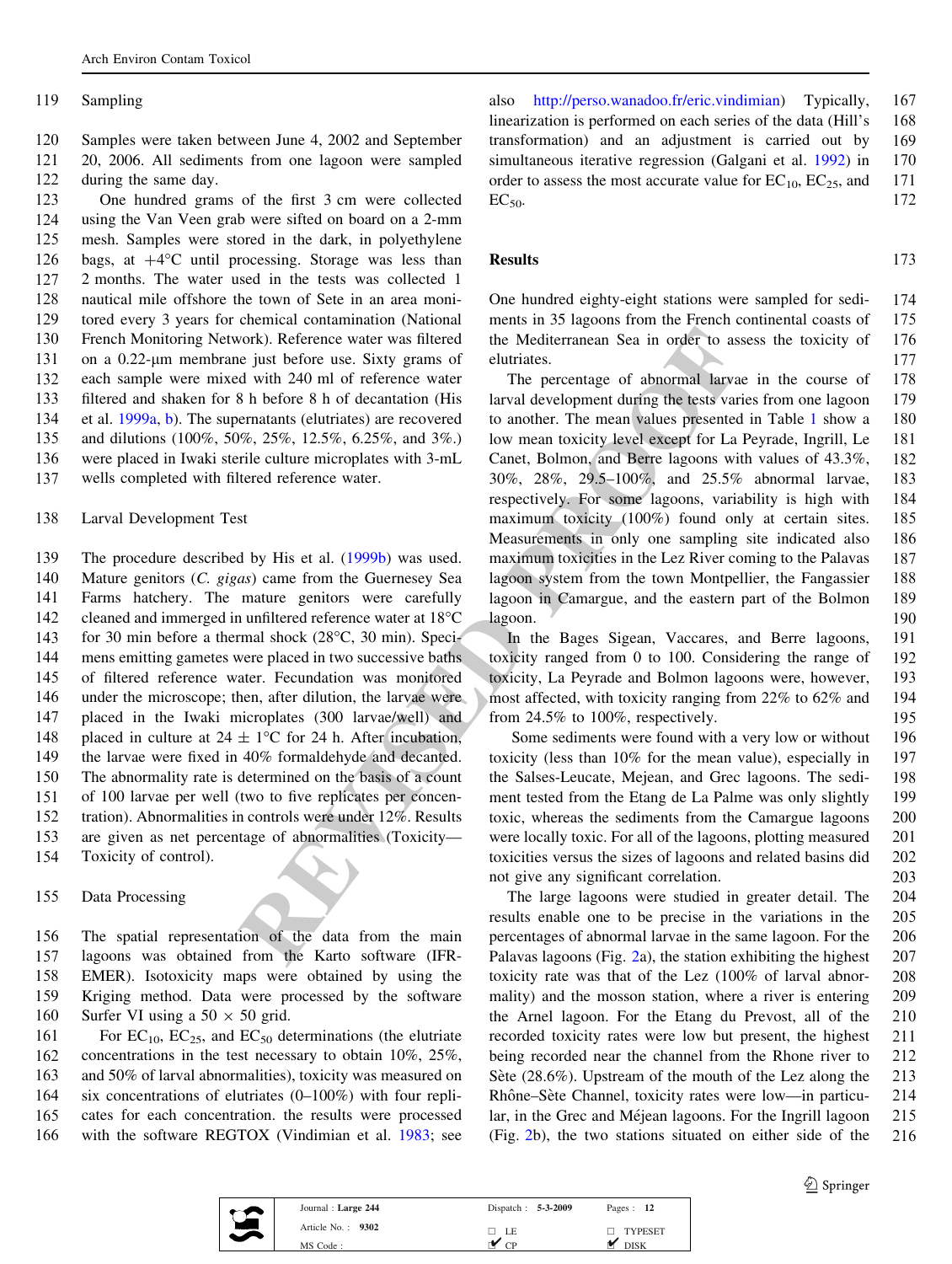### Sampling

Samples were taken between June 4, 2002 and September 20, 2006. All sediments from one lagoon were sampled during the same day.

One hundred grams of the first 3 cm were collected using the Van Veen grab were sifted on board on a 2-mm mesh. Samples were stored in the dark, in polyethylene bags, at +4°C until processing. Storage was less than 2 months. The water used in the tests was collected 1 nautical mile offshore the town of Sete in an area monitored every 3 years for chemical contamination (National French Monitoring Network). Reference water was filtered on a 0.22-µm membrane just before use. Sixty grams of each sample were mixed with 240 ml of reference water filtered and shaken for 8 h before 8 h of decantation (His et al. 1999a, b). The supernatants (elutriates) are recovered and dilutions (100%, 50%, 25%, 12.5%, 6.25%, and 3%.) were placed in Iwaki sterile culture microplates with 3-mL wells completed with filtered reference water.

### Larval Development Test

The procedure described by His et al. (1999b) was used. Mature genitors (*C. gigas*) came from the Guernesey Sea Farms hatchery. The mature genitors were carefully cleaned and immerged in unfiltered reference water at 18°C for 30 min before a thermal shock (28°C, 30 min). Specimens emitting gametes were placed in two successive baths of filtered reference water. Fecundation was monitored under the microscope; then, after dilution, the larvae were placed in the Iwaki microplates (300 larvae/well) and placed in culture at 24 ± 1°C for 24 h. After incubation, the larvae were fixed in 40% formaldehyde and decanted. The abnormality rate is determined on the basis of a count of 100 larvae per well (two to five replicates per concentration). Abnormalities in controls were under 12%. Results are given as net percentage of abnormalities (Toxicity—Toxicity of control).

### Data Processing

The spatial representation of the data from the main lagoons was obtained from the Karto software (IFREMER). Isotoxicity maps were obtained by using the Kriging method. Data were processed by the software Surfer VI using a 50 × 50 grid.

For $EC_{10}$, $EC_{25}$, and $EC_{50}$ determinations (the elutriate concentrations in the test necessary to obtain 10%, 25%, and 50% of larval abnormalities), toxicity was measured on six concentrations of elutriates (0–100%) with four replicates for each concentration. the results were processed with the software REGTOX (Vindimian et al. 1983; see also http://perso.wanadoo.fr/eric.vindimian) Typically, linearization is performed on each series of the data (Hill's transformation) and an adjustment is carried out by simultaneous iterative regression (Galgani et al. 1992) in order to assess the most accurate value for $EC_{10}$, $EC_{25}$, and $EC_{50}$.

## Results

One hundred eighty-eight stations were sampled for sediments in 35 lagoons from the French continental coasts of the Mediterranean Sea in order to assess the toxicity of elutriates.

The percentage of abnormal larvae in the course of larval development during the tests varies from one lagoon to another. The mean values presented in Table 1 show a low mean toxicity level except for La Peyrade, Ingrill, Le Canet, Bolmon, and Berre lagoons with values of 43.3%, 30%, 28%, 29.5–100%, and 25.5% abnormal larvae, respectively. For some lagoons, variability is high with maximum toxicity (100%) found only at certain sites. Measurements in only one sampling site indicated also maximum toxicities in the Lez River coming to the Palavas lagoon system from the town Montpellier, the Fangassier lagoon in Camargue, and the eastern part of the Bolmon lagoon.

In the Bages Sigean, Vaccares, and Berre lagoons, toxicity ranged from 0 to 100. Considering the range of toxicity, La Peyrade and Bolmon lagoons were, however, most affected, with toxicity ranging from 22% to 62% and from 24.5% to 100%, respectively.

Some sediments were found with a very low or without toxicity (less than 10% for the mean value), especially in the Salses-Leucate, Mejean, and Grec lagoons. The sediment tested from the Etang de La Palme was only slightly toxic, whereas the sediments from the Camargue lagoons were locally toxic. For all of the lagoons, plotting measured toxicities versus the sizes of lagoons and related basins did not give any significant correlation.

The large lagoons were studied in greater detail. The results enable one to be precise in the variations in the percentages of abnormal larvae in the same lagoon. For the Palavas lagoons (Fig. 2a), the station exhibiting the highest toxicity rate was that of the Lez (100% of larval abnormality) and the mosson station, where a river is entering the Arnel lagoon. For the Etang du Prevost, all of the recorded toxicity rates were low but present, the highest being recorded near the channel from the Rhone river to Sète (28.6%). Upstream of the mouth of the Lez along the Rhône–Sète Channel, toxicity rates were low—in particular, in the Grec and Méjean lagoons. For the Ingrill lagoon (Fig. 2b), the two stations situated on either side of the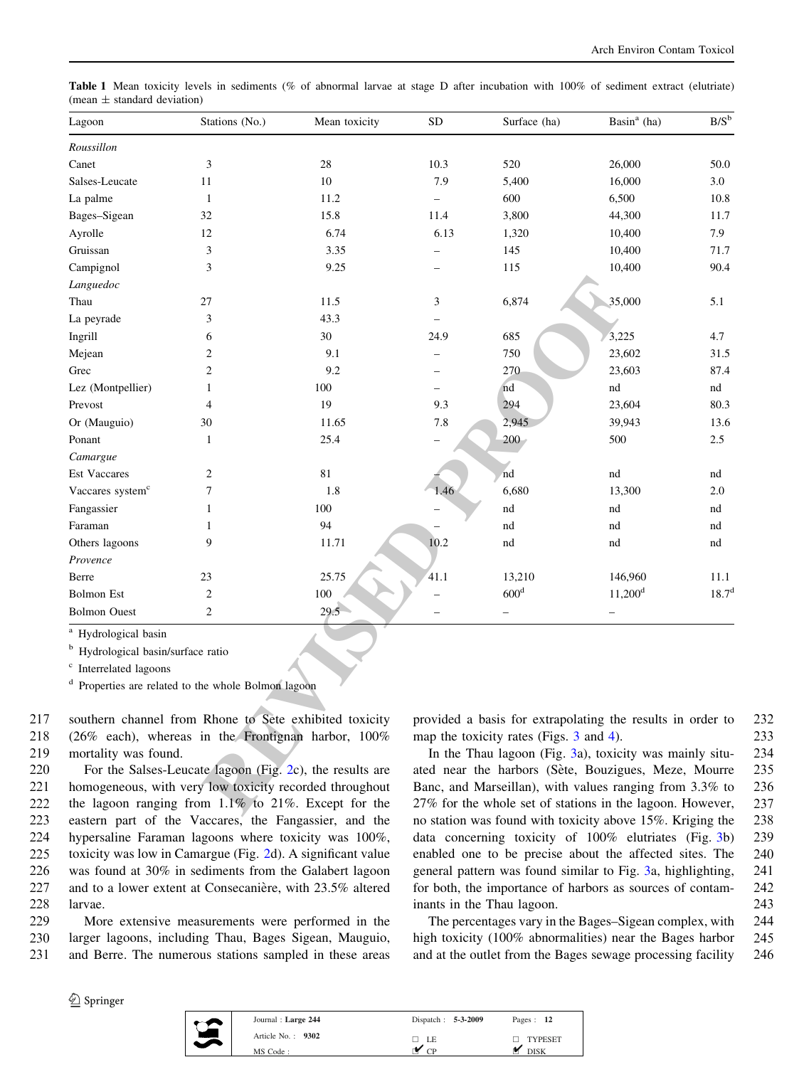**Table 1** Mean toxicity levels in sediments (% of abnormal larvae at stage D after incubation with 100% of sediment extract (elutriate) (mean ± standard deviation)

| Lagoon | Stations (No.) | Mean toxicity | SD | Surface (ha) | Basin[a] (ha) | B/S[b] |
|---|---|---|---|---|---|---|
| *Roussillon* | | | | | | |
| Canet | 3 | 28 | 10.3 | 520 | 26,000 | 50.0 |
| Salses-Leucate | 11 | 10 | 7.9 | 5,400 | 16,000 | 3.0 |
| La palme | 1 | 11.2 | – | 600 | 6,500 | 10.8 |
| Bages–Sigean | 32 | 15.8 | 11.4 | 3,800 | 44,300 | 11.7 |
| Ayrolle | 12 | 6.74 | 6.13 | 1,320 | 10,400 | 7.9 |
| Gruissan | 3 | 3.35 | – | 145 | 10,400 | 71.7 |
| Campignol | 3 | 9.25 | – | 115 | 10,400 | 90.4 |
| *Languedoc* | | | | | | |
| Thau | 27 | 11.5 | 3 | 6,874 | 35,000 | 5.1 |
| La peyrade | 3 | 43.3 | – | | | |
| Ingrill | 6 | 30 | 24.9 | 685 | 3,225 | 4.7 |
| Mejean | 2 | 9.1 | – | 750 | 23,602 | 31.5 |
| Grec | 2 | 9.2 | – | 270 | 23,603 | 87.4 |
| Lez (Montpellier) | 1 | 100 | – | nd | nd | nd |
| Prevost | 4 | 19 | 9.3 | 294 | 23,604 | 80.3 |
| Or (Mauguio) | 30 | 11.65 | 7.8 | 2,945 | 39,943 | 13.6 |
| Ponant | 1 | 25.4 | – | 200 | 500 | 2.5 |
| *Camargue* | | | | | | |
| Est Vaccares | 2 | 81 | – | nd | nd | nd |
| Vaccares system[c] | 7 | 1.8 | 1.46 | 6,680 | 13,300 | 2.0 |
| Fangassier | 1 | 100 | – | nd | nd | nd |
| Faraman | 1 | 94 | – | nd | nd | nd |
| Others lagoons | 9 | 11.71 | 10.2 | nd | nd | nd |
| *Provence* | | | | | | |
| Berre | 23 | 25.75 | 41.1 | 13,210 | 146,960 | 11.1 |
| Bolmon Est | 2 | 100 | – | 600[d] | 11,200[d] | 18.7[d] |
| Bolmon Ouest | 2 | 29.5 | – | – | – | |

[a] Hydrological basin

[b] Hydrological basin/surface ratio

[c] Interrelated lagoons

[d] Properties are related to the whole Bolmon lagoon

southern channel from Rhone to Sete exhibited toxicity (26% each), whereas in the Frontignan harbor, 100% mortality was found.

For the Salses-Leucate lagoon (Fig. 2c), the results are homogeneous, with very low toxicity recorded throughout the lagoon ranging from 1.1% to 21%. Except for the eastern part of the Vaccares, the Fangassier, and the hypersaline Faraman lagoons where toxicity was 100%, toxicity was low in Camargue (Fig. 2d). A significant value was found at 30% in sediments from the Galabert lagoon and to a lower extent at Consecanière, with 23.5% altered larvae.

More extensive measurements were performed in the larger lagoons, including Thau, Bages Sigean, Mauguio, and Berre. The numerous stations sampled in these areas provided a basis for extrapolating the results in order to map the toxicity rates (Figs. 3 and 4).

In the Thau lagoon (Fig. 3a), toxicity was mainly situated near the harbors (Sète, Bouzigues, Meze, Mourre Banc, and Marseillan), with values ranging from 3.3% to 27% for the whole set of stations in the lagoon. However, no station was found with toxicity above 15%. Kriging the data concerning toxicity of 100% elutriates (Fig. 3b) enabled one to be precise about the affected sites. The general pattern was found similar to Fig. 3a, highlighting, for both, the importance of harbors as sources of contaminants in the Thau lagoon.

The percentages vary in the Bages–Sigean complex, with high toxicity (100% abnormalities) near the Bages harbor and at the outlet from the Bages sewage processing facility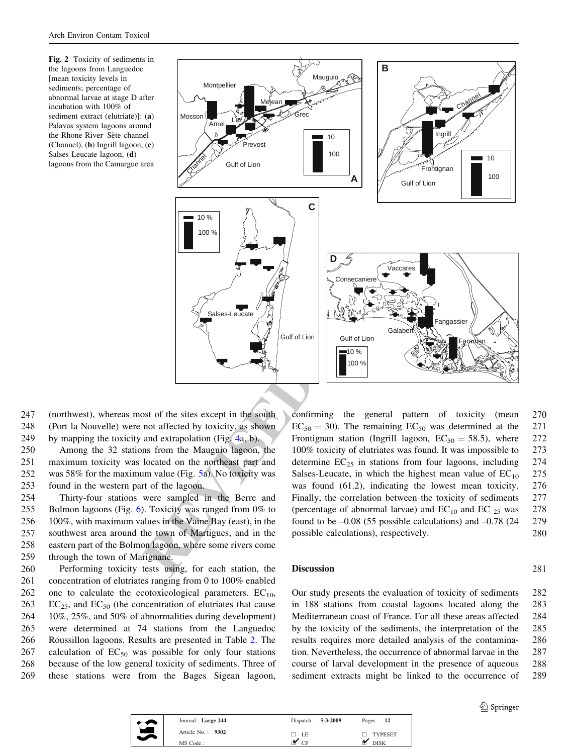Fig. 2 Toxicity of sediments in the lagoons from Languedoc [mean toxicity levels in sediments; percentage of abnormal larvae at stage D after incubation with 100% of sediment extract (elutriate)]: (**a**) Palavas system lagoons around the Rhone River–Sète channel (Channel), (**b**) Ingrill lagoon, (**c**) Salses Leucate lagoon, (**d**) lagoons from the Camargue area

(northwest), whereas most of the sites except in the south (Port la Nouvelle) were not affected by toxicity, as shown by mapping the toxicity and extrapolation (Fig. 4a, b).

Among the 32 stations from the Mauguio lagoon, the maximum toxicity was located on the northeast part and was 58% for the maximum value (Fig. 5a). No toxicity was found in the western part of the lagoon.

Thirty-four stations were sampled in the Berre and Bolmon lagoons (Fig. 6). Toxicity was ranged from 0% to 100%, with maximum values in the Vaine Bay (east), in the southwest area around the town of Martigues, and in the eastern part of the Bolmon lagoon, where some rivers come through the town of Marignane.

Performing toxicity tests using, for each station, the concentration of elutriates ranging from 0 to 100% enabled one to calculate the ecotoxicological parameters. $EC_{10}$, $EC_{25}$, and $EC_{50}$ (the concentration of elutriates that cause 10%, 25%, and 50% of abnormalities during development) were determined at 74 stations from the Languedoc Roussillon lagoons. Results are presented in Table 2. The calculation of $EC_{50}$ was possible for only four stations because of the low general toxicity of sediments. Three of these stations were from the Bages Sigean lagoon, confirming the general pattern of toxicity (mean $EC_{50} = 30$). The remaining $EC_{50}$ was determined at the Frontignan station (Ingrill lagoon, $EC_{50} = 58.5$), where 100% toxicity of elutriates was found. It was impossible to determine $EC_{25}$ in stations from four lagoons, including Salses-Leucate, in which the highest mean value of $EC_{10}$ was found (61.2), indicating the lowest mean toxicity. Finally, the correlation between the toxicity of sediments (percentage of abnormal larvae) and $EC_{10}$ and $EC_{25}$ was found to be –0.08 (55 possible calculations) and –0.78 (24 possible calculations), respectively.

## Discussion

Our study presents the evaluation of toxicity of sediments in 188 stations from coastal lagoons located along the Mediterranean coast of France. For all these areas affected by the toxicity of the sediments, the interpretation of the results requires more detailed analysis of the contamination. Nevertheless, the occurrence of abnormal larvae in the course of larval development in the presence of aqueous sediment extracts might be linked to the occurrence of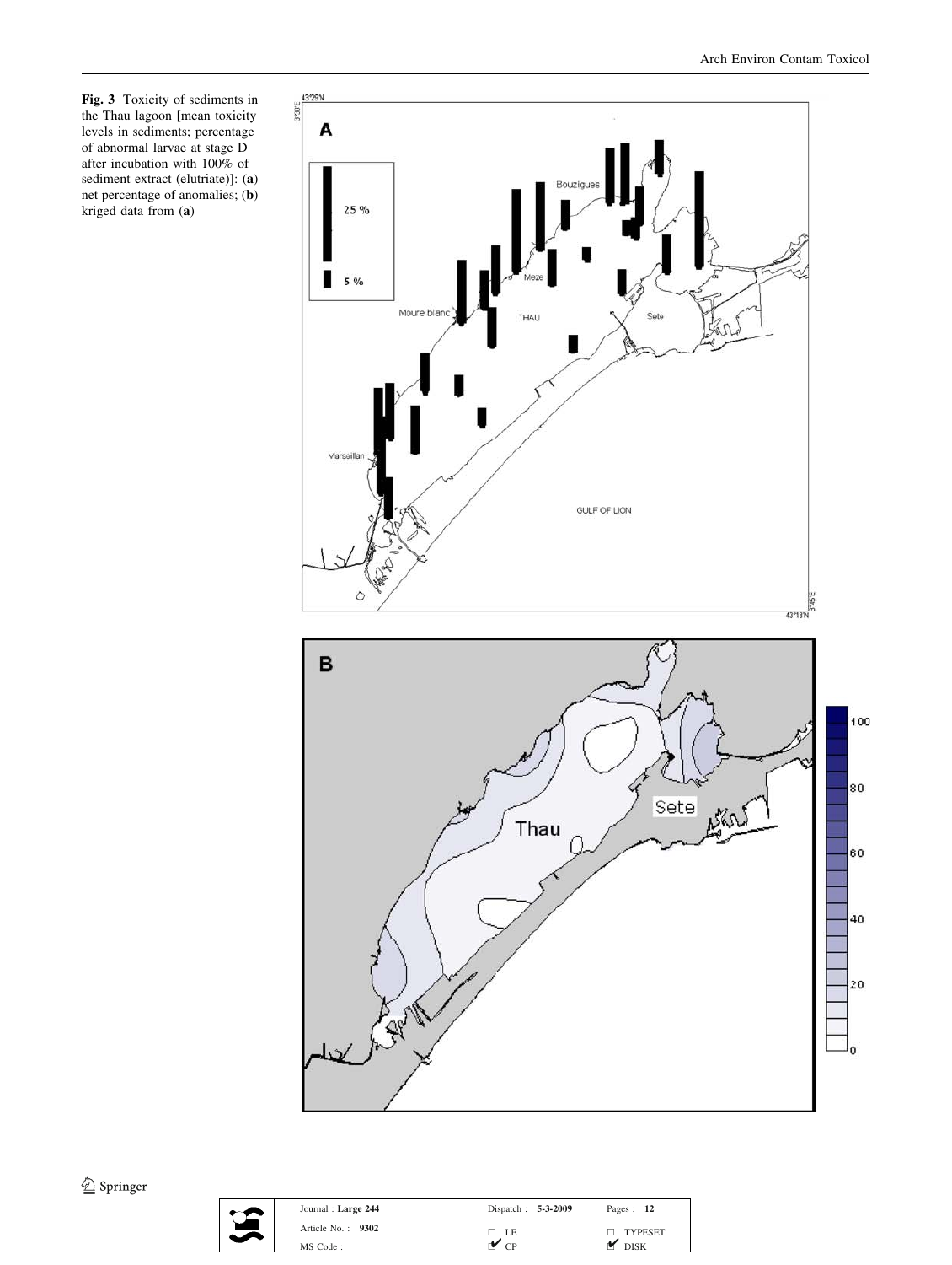**Fig. 3** Toxicity of sediments in the Thau lagoon [mean toxicity levels in sediments; percentage of abnormal larvae at stage D after incubation with 100% of sediment extract (elutriate)]: (**a**) net percentage of anomalies; (**b**) kriged data from (**a**)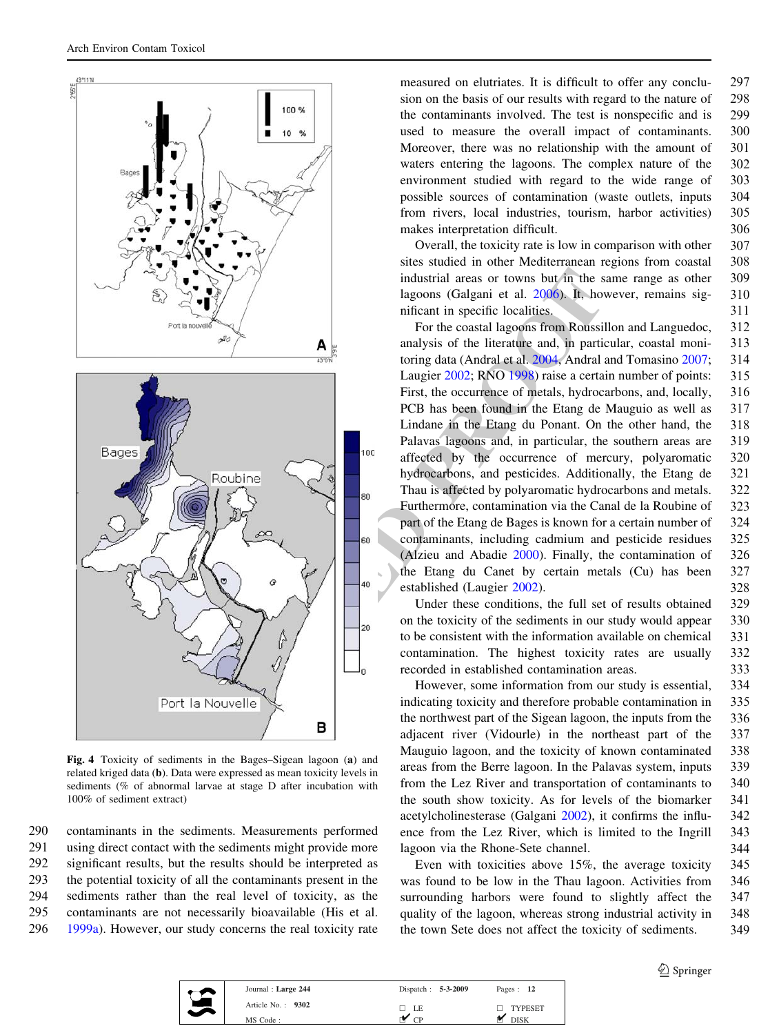Fig. 4 Toxicity of sediments in the Bages–Sigean lagoon (a) and related kriged data (b). Data were expressed as mean toxicity levels in sediments (% of abnormal larvae at stage D after incubation with 100% of sediment extract)

contaminants in the sediments. Measurements performed using direct contact with the sediments might provide more significant results, but the results should be interpreted as the potential toxicity of all the contaminants present in the sediments rather than the real level of toxicity, as the contaminants are not necessarily bioavailable (His et al. 1999a). However, our study concerns the real toxicity rate measured on elutriates. It is difficult to offer any conclusion on the basis of our results with regard to the nature of the contaminants involved. The test is nonspecific and is used to measure the overall impact of contaminants. Moreover, there was no relationship with the amount of waters entering the lagoons. The complex nature of the environment studied with regard to the wide range of possible sources of contamination (waste outlets, inputs from rivers, local industries, tourism, harbor activities) makes interpretation difficult.

Overall, the toxicity rate is low in comparison with other sites studied in other Mediterranean regions from coastal industrial areas or towns but in the same range as other lagoons (Galgani et al. 2006). It, however, remains significant in specific localities.

For the coastal lagoons from Roussillon and Languedoc, analysis of the literature and, in particular, coastal monitoring data (Andral et al. 2004, Andral and Tomasino 2007; Laugier 2002; RNO 1998) raise a certain number of points: First, the occurrence of metals, hydrocarbons, and, locally, PCB has been found in the Etang de Mauguio as well as Lindane in the Etang du Ponant. On the other hand, the Palavas lagoons and, in particular, the southern areas are affected by the occurrence of mercury, polyaromatic hydrocarbons, and pesticides. Additionally, the Etang de Thau is affected by polyaromatic hydrocarbons and metals. Furthermore, contamination via the Canal de la Roubine of part of the Etang de Bages is known for a certain number of contaminants, including cadmium and pesticide residues (Alzieu and Abadie 2000). Finally, the contamination of the Etang du Canet by certain metals (Cu) has been established (Laugier 2002).

Under these conditions, the full set of results obtained on the toxicity of the sediments in our study would appear to be consistent with the information available on chemical contamination. The highest toxicity rates are usually recorded in established contamination areas.

However, some information from our study is essential, indicating toxicity and therefore probable contamination in the northwest part of the Sigean lagoon, the inputs from the adjacent river (Vidourle) in the northeast part of the Mauguio lagoon, and the toxicity of known contaminated areas from the Berre lagoon. In the Palavas system, inputs from the Lez River and transportation of contaminants to the south show toxicity. As for levels of the biomarker acetylcholinesterase (Galgani 2002), it confirms the influence from the Lez River, which is limited to the Ingrill lagoon via the Rhone-Sete channel.

Even with toxicities above 15%, the average toxicity was found to be low in the Thau lagoon. Activities from surrounding harbors were found to slightly affect the quality of the lagoon, whereas strong industrial activity in the town Sete does not affect the toxicity of sediments.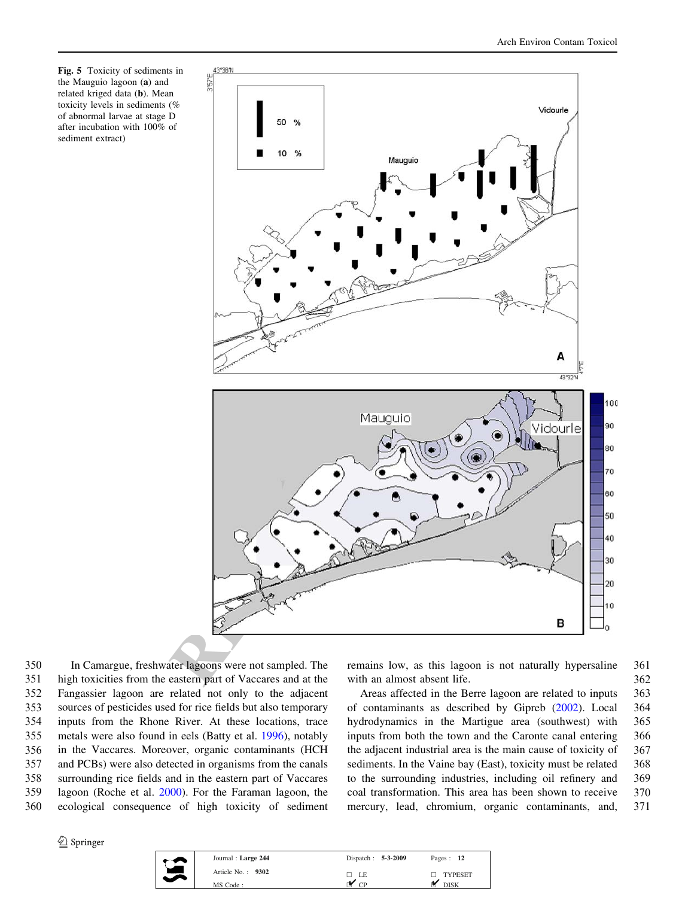**Fig. 5** Toxicity of sediments in the Mauguio lagoon (**a**) and related kriged data (**b**). Mean toxicity levels in sediments (% of abnormal larvae at stage D after incubation with 100% of sediment extract)

In Camargue, freshwater lagoons were not sampled. The high toxicities from the eastern part of Vaccares and at the Fangassier lagoon are related not only to the adjacent sources of pesticides used for rice fields but also temporary inputs from the Rhone River. At these locations, trace metals were also found in eels (Batty et al. 1996), notably in the Vaccares. Moreover, organic contaminants (HCH and PCBs) were also detected in organisms from the canals surrounding rice fields and in the eastern part of Vaccares lagoon (Roche et al. 2000). For the Faraman lagoon, the ecological consequence of high toxicity of sediment remains low, as this lagoon is not naturally hypersaline with an almost absent life.

Areas affected in the Berre lagoon are related to inputs of contaminants as described by Gipreb (2002). Local hydrodynamics in the Martigue area (southwest) with inputs from both the town and the Caronte canal entering the adjacent industrial area is the main cause of toxicity of sediments. In the Vaine bay (East), toxicity must be related to the surrounding industries, including oil refinery and coal transformation. This area has been shown to receive mercury, lead, chromium, organic contaminants, and,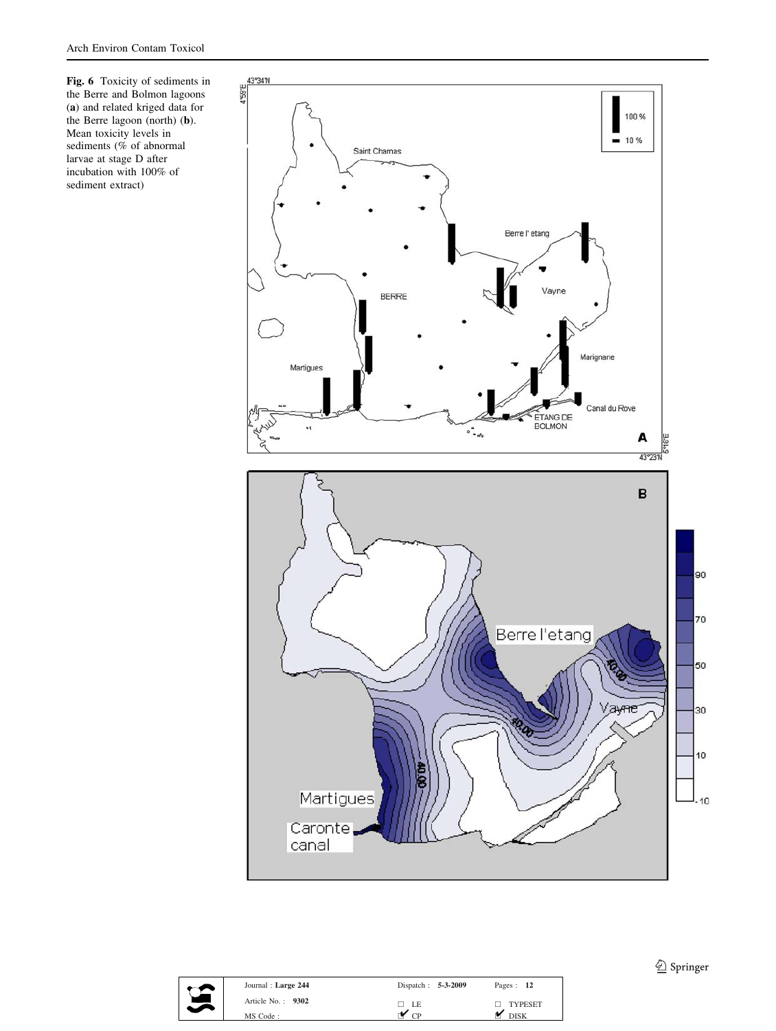**Fig. 6** Toxicity of sediments in the Berre and Bolmon lagoons (**a**) and related kriged data for the Berre lagoon (north) (**b**). Mean toxicity levels in sediments (% of abnormal larvae at stage D after incubation with 100% of sediment extract)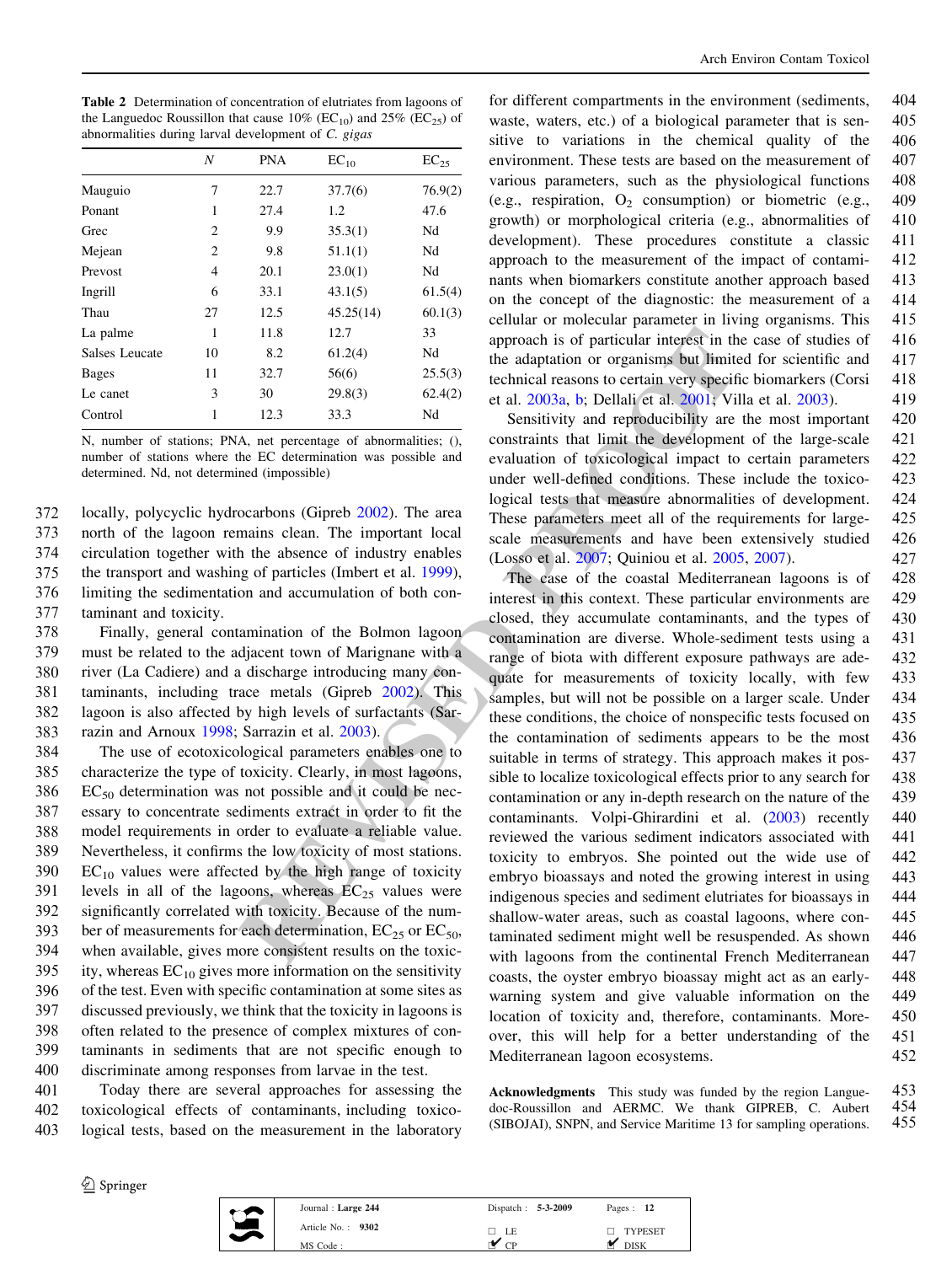**Table 2** Determination of concentration of elutriates from lagoons of the Languedoc Roussillon that cause 10% ($EC_{10}$) and 25% ($EC_{25}$) of abnormalities during larval development of *C. gigas*

| | N | PNA | $EC_{10}$ | $EC_{25}$ |
|---|---|---|---|---|
| Mauguio | 7 | 22.7 | 37.7(6) | 76.9(2) |
| Ponant | 1 | 27.4 | 1.2 | 47.6 |
| Grec | 2 | 9.9 | 35.3(1) | Nd |
| Mejean | 2 | 9.8 | 51.1(1) | Nd |
| Prevost | 4 | 20.1 | 23.0(1) | Nd |
| Ingrill | 6 | 33.1 | 43.1(5) | 61.5(4) |
| Thau | 27 | 12.5 | 45.25(14) | 60.1(3) |
| La palme | 1 | 11.8 | 12.7 | 33 |
| Salses Leucate | 10 | 8.2 | 61.2(4) | Nd |
| Bages | 11 | 32.7 | 56(6) | 25.5(3) |
| Le canet | 3 | 30 | 29.8(3) | 62.4(2) |
| Control | 1 | 12.3 | 33.3 | Nd |

N, number of stations; PNA, net percentage of abnormalities; (), number of stations where the EC determination was possible and determined. Nd, not determined (impossible)

locally, polycyclic hydrocarbons (Gipreb 2002). The area north of the lagoon remains clean. The important local circulation together with the absence of industry enables the transport and washing of particles (Imbert et al. 1999), limiting the sedimentation and accumulation of both contaminant and toxicity.

Finally, general contamination of the Bolmon lagoon must be related to the adjacent town of Marignane with a river (La Cadiere) and a discharge introducing many contaminants, including trace metals (Gipreb 2002). This lagoon is also affected by high levels of surfactants (Sarrazin and Arnoux 1998; Sarrazin et al. 2003).

The use of ecotoxicological parameters enables one to characterize the type of toxicity. Clearly, in most lagoons, $EC_{50}$ determination was not possible and it could be necessary to concentrate sediments extract in order to fit the model requirements in order to evaluate a reliable value. Nevertheless, it confirms the low toxicity of most stations. $EC_{10}$ values were affected by the high range of toxicity levels in all of the lagoons, whereas $EC_{25}$ values were significantly correlated with toxicity. Because of the number of measurements for each determination, $EC_{25}$ or $EC_{50}$, when available, gives more consistent results on the toxicity, whereas $EC_{10}$ gives more information on the sensitivity of the test. Even with specific contamination at some sites as discussed previously, we think that the toxicity in lagoons is often related to the presence of complex mixtures of contaminants in sediments that are not specific enough to discriminate among responses from larvae in the test.

Today there are several approaches for assessing the toxicological effects of contaminants, including toxicological tests, based on the measurement in the laboratory for different compartments in the environment (sediments, waste, waters, etc.) of a biological parameter that is sensitive to variations in the chemical quality of the environment. These tests are based on the measurement of various parameters, such as the physiological functions (e.g., respiration, $O_2$ consumption) or biometric (e.g., growth) or morphological criteria (e.g., abnormalities of development). These procedures constitute a classic approach to the measurement of the impact of contaminants when biomarkers constitute another approach based on the concept of the diagnostic: the measurement of a cellular or molecular parameter in living organisms. This approach is of particular interest in the case of studies of the adaptation or organisms but limited for scientific and technical reasons to certain very specific biomarkers (Corsi et al. 2003a, b; Dellali et al. 2001; Villa et al. 2003).

Sensitivity and reproducibility are the most important constraints that limit the development of the large-scale evaluation of toxicological impact to certain parameters under well-defined conditions. These include the toxicological tests that measure abnormalities of development. These parameters meet all of the requirements for large-scale measurements and have been extensively studied (Losso et al. 2007; Quiniou et al. 2005, 2007).

The case of the coastal Mediterranean lagoons is of interest in this context. These particular environments are closed, they accumulate contaminants, and the types of contamination are diverse. Whole-sediment tests using a range of biota with different exposure pathways are adequate for measurements of toxicity locally, with few samples, but will not be possible on a larger scale. Under these conditions, the choice of nonspecific tests focused on the contamination of sediments appears to be the most suitable in terms of strategy. This approach makes it possible to localize toxicological effects prior to any search for contamination or any in-depth research on the nature of the contaminants. Volpi-Ghirardini et al. (2003) recently reviewed the various sediment indicators associated with toxicity to embryos. She pointed out the wide use of embryo bioassays and noted the growing interest in using indigenous species and sediment elutriates for bioassays in shallow-water areas, such as coastal lagoons, where contaminated sediment might well be resuspended. As shown with lagoons from the continental French Mediterranean coasts, the oyster embryo bioassay might act as an early-warning system and give valuable information on the location of toxicity and, therefore, contaminants. Moreover, this will help for a better understanding of the Mediterranean lagoon ecosystems.

**Acknowledgments** This study was funded by the region Languedoc-Roussillon and AERMC. We thank GIPREB, C. Aubert (SIBOJAI), SNPN, and Service Maritime 13 for sampling operations.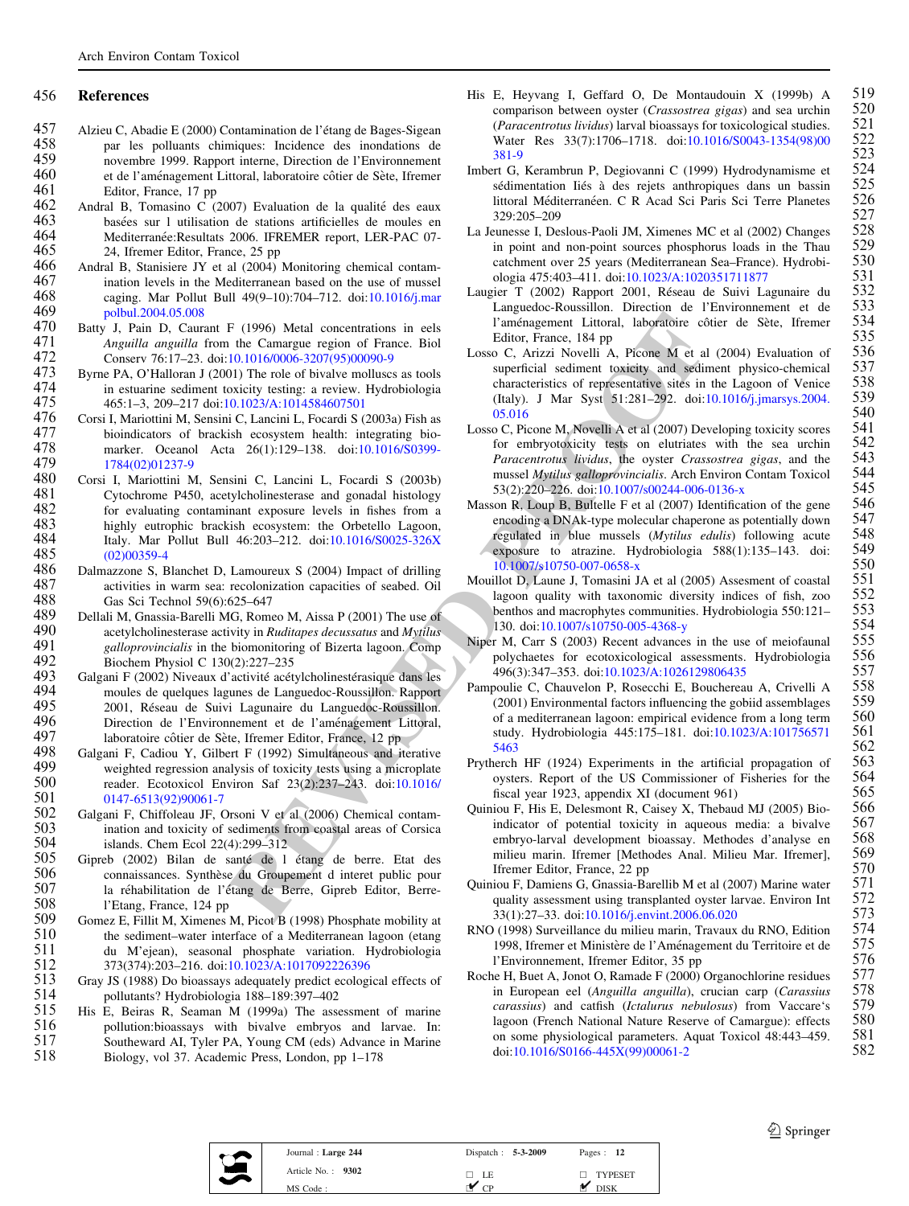## References

Alzieu C, Abadie E (2000) Contamination de l'étang de Bages-Sigean par les polluants chimiques: Incidence des inondations de novembre 1999. Rapport interne, Direction de l'Environnement et de l'aménagement Littoral, laboratoire côtier de Sète, Ifremer Editor, France, 17 pp

Andral B, Tomasino C (2007) Evaluation de la qualité des eaux basées sur l utilisation de stations artificielles de moules en Mediterranée:Resultats 2006. IFREMER report, LER-PAC 07-24, Ifremer Editor, France, 25 pp

Andral B, Stanisiere JY et al (2004) Monitoring chemical contamination levels in the Mediterranean based on the use of mussel caging. Mar Pollut Bull 49(9–10):704–712. doi:10.1016/j.marpolbul.2004.05.008

Batty J, Pain D, Caurant F (1996) Metal concentrations in eels *Anguilla anguilla* from the Camargue region of France. Biol Conserv 76:17–23. doi:10.1016/0006-3207(95)00090-9

Byrne PA, O'Halloran J (2001) The role of bivalve molluscs as tools in estuarine sediment toxicity testing: a review. Hydrobiologia 465:1–3, 209–217 doi:10.1023/A:1014584607501

Corsi I, Mariottini M, Sensini C, Lancini L, Focardi S (2003a) Fish as bioindicators of brackish ecosystem health: integrating biomarker. Oceanol Acta 26(1):129–138. doi:10.1016/S0399-1784(02)01237-9

Corsi I, Mariottini M, Sensini C, Lancini L, Focardi S (2003b) Cytochrome P450, acetylcholinesterase and gonadal histology for evaluating contaminant exposure levels in fishes from a highly eutrophic brackish ecosystem: the Orbetello Lagoon, Italy. Mar Pollut Bull 46:203–212. doi:10.1016/S0025-326X(02)00359-4

Dalmazzone S, Blanchet D, Lamoureux S (2004) Impact of drilling activities in warm sea: recolonization capacities of seabed. Oil Gas Sci Technol 59(6):625–647

Dellali M, Gnassia-Barelli MG, Romeo M, Aissa P (2001) The use of acetylcholinesterase activity in *Ruditapes decussatus* and *Mytilus galloprovincialis* in the biomonitoring of Bizerta lagoon. Comp Biochem Physiol C 130(2):227–235

Galgani F (2002) Niveaux d'activité acétylcholinestérasique dans les moules de quelques lagunes de Languedoc-Roussillon. Rapport 2001, Réseau de Suivi Lagunaire du Languedoc-Roussillon. Direction de l'Environnement et de l'aménagement Littoral, laboratoire côtier de Sète, Ifremer Editor, France, 12 pp

Galgani F, Cadiou Y, Gilbert F (1992) Simultaneous and iterative weighted regression analysis of toxicity tests using a microplate reader. Ecotoxicol Environ Saf 23(2):237–243. doi:10.1016/0147-6513(92)90061-7

Galgani F, Chiffoleau JF, Orsoni V et al (2006) Chemical contamination and toxicity of sediments from coastal areas of Corsica islands. Chem Ecol 22(4):299–312

Gipreb (2002) Bilan de santé de l étang de berre. Etat des connaissances. Synthèse du Groupement d interet public pour la réhabilitation de l'étang de Berre, Gipreb Editor, Berre-l'Etang, France, 124 pp

Gomez E, Fillit M, Ximenes M, Picot B (1998) Phosphate mobility at the sediment–water interface of a Mediterranean lagoon (etang du M'ejean), seasonal phosphate variation. Hydrobiologia 373(374):203–216. doi:10.1023/A:1017092226396

Gray JS (1988) Do bioassays adequately predict ecological effects of pollutants? Hydrobiologia 188–189:397–402

His E, Beiras R, Seaman M (1999a) The assessment of marine pollution:bioassays with bivalve embryos and larvae. In: Southeward AI, Tyler PA, Young CM (eds) Advance in Marine Biology, vol 37. Academic Press, London, pp 1–178

His E, Heyvang I, Geffard O, De Montaudouin X (1999b) A comparison between oyster (*Crassostrea gigas*) and sea urchin (*Paracentrotus lividus*) larval bioassays for toxicological studies. Water Res 33(7):1706–1718. doi:10.1016/S0043-1354(98)00381-9

Imbert G, Kerambrun P, Degiovanni C (1999) Hydrodynamisme et sédimentation liés à des rejets anthropiques dans un bassin littoral Méditerranéen. C R Acad Sci Paris Sci Terre Planetes 329:205–209

La Jeunesse I, Deslous-Paoli JM, Ximenes MC et al (2002) Changes in point and non-point sources phosphorus loads in the Thau catchment over 25 years (Mediterranean Sea–France). Hydrobiologia 475:403–411. doi:10.1023/A:1020351711877

Laugier T (2002) Rapport 2001, Réseau de Suivi Lagunaire du Languedoc-Roussillon. Direction de l'Environnement et de l'aménagement Littoral, laboratoire côtier de Sète, Ifremer Editor, France, 184 pp

Losso C, Arizzi Novelli A, Picone M et al (2004) Evaluation of superficial sediment toxicity and sediment physico-chemical characteristics of representative sites in the Lagoon of Venice (Italy). J Mar Syst 51:281–292. doi:10.1016/j.jmarsys.2004.05.016

Losso C, Picone M, Novelli A et al (2007) Developing toxicity scores for embryotoxicity tests on elutriates with the sea urchin *Paracentrotus lividus*, the oyster *Crassostrea gigas*, and the mussel *Mytilus galloprovincialis*. Arch Environ Contam Toxicol 53(2):220–226. doi:10.1007/s00244-006-0136-x

Masson R, Loup B, Bultelle F et al (2007) Identification of the gene encoding a DNAk-type molecular chaperone as potentially down regulated in blue mussels (*Mytilus edulis*) following acute exposure to atrazine. Hydrobiologia 588(1):135–143. doi:10.1007/s10750-007-0658-x

Mouillot D, Laune J, Tomasini JA et al (2005) Assesment of coastal lagoon quality with taxonomic diversity indices of fish, zoo benthos and macrophytes communities. Hydrobiologia 550:121–130. doi:10.1007/s10750-005-4368-y

Niper M, Carr S (2003) Recent advances in the use of meiofaunal polychaetes for ecotoxicological assessments. Hydrobiologia 496(3):347–353. doi:10.1023/A:1026129806435

Pampoulie C, Chauvelon P, Rosecchi E, Bouchereau A, Crivelli A (2001) Environmental factors influencing the gobiid assemblages of a mediterranean lagoon: empirical evidence from a long term study. Hydrobiologia 445:175–181. doi:10.1023/A:1017565715463

Prytherch HF (1924) Experiments in the artificial propagation of oysters. Report of the US Commissioner of Fisheries for the fiscal year 1923, appendix XI (document 961)

Quiniou F, His E, Delesmont R, Caisey X, Thebaud MJ (2005) Bio-indicator of potential toxicity in aqueous media: a bivalve embryo-larval development bioassay. Methodes d'analyse en milieu marin. Ifremer [Methodes Anal. Milieu Mar. Ifremer], Ifremer Editor, France, 22 pp

Quiniou F, Damiens G, Gnassia-Barellib M et al (2007) Marine water quality assessment using transplanted oyster larvae. Environ Int 33(1):27–33. doi:10.1016/j.envint.2006.06.020

RNO (1998) Surveillance du milieu marin, Travaux du RNO, Edition 1998, Ifremer et Ministère de l'Aménagement du Territoire et de l'Environnement, Ifremer Editor, 35 pp

Roche H, Buet A, Jonot O, Ramade F (2000) Organochlorine residues in European eel (*Anguilla anguilla*), crucian carp (*Carassius carassius*) and catfish (*Ictalurus nebulosus*) from Vaccare's lagoon (French National Nature Reserve of Camargue): effects on some physiological parameters. Aquat Toxicol 48:443–459. doi:10.1016/S0166-445X(99)00061-2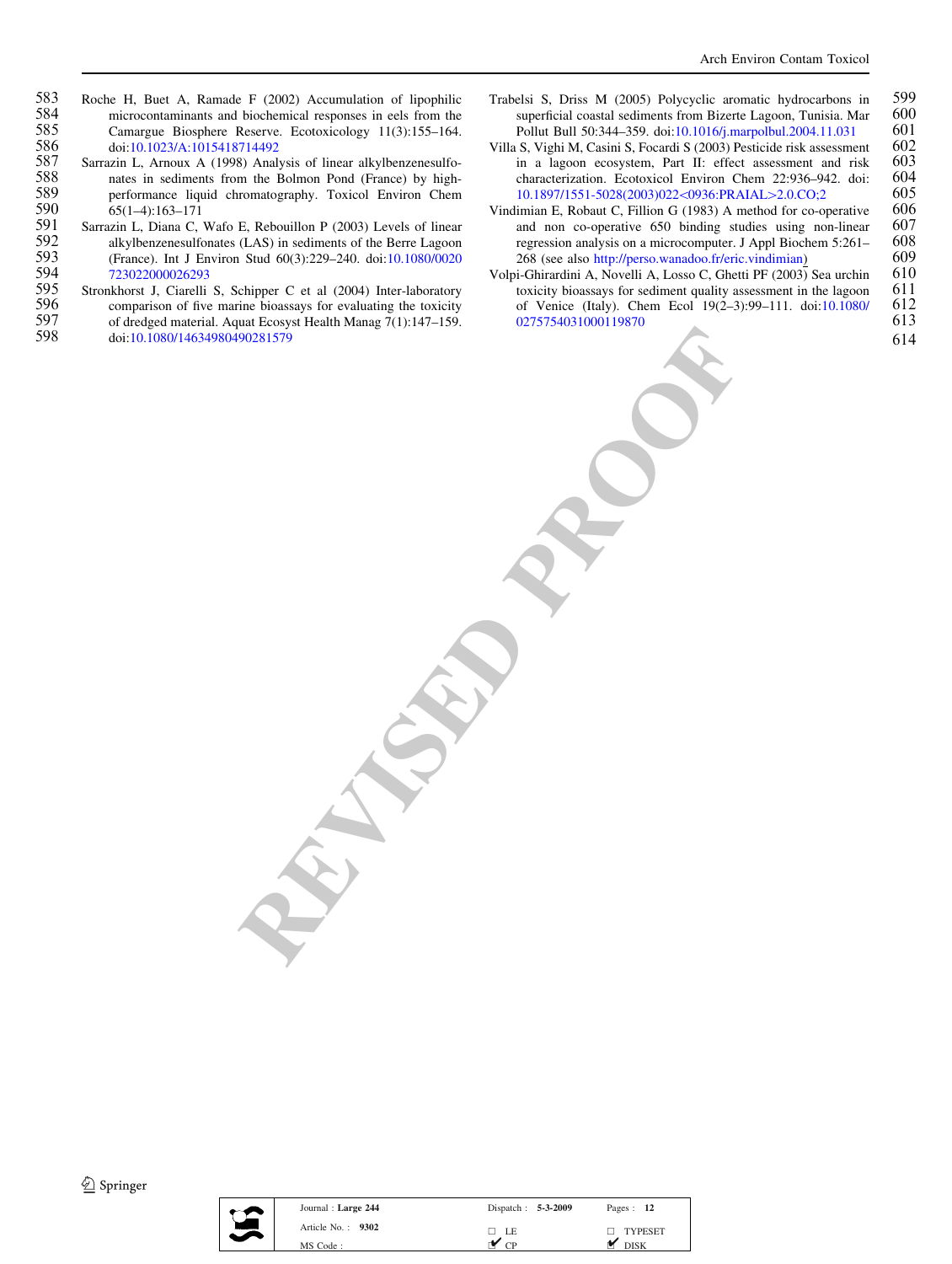Roche H, Buet A, Ramade F (2002) Accumulation of lipophilic microcontaminants and biochemical responses in eels from the Camargue Biosphere Reserve. Ecotoxicology 11(3):155–164. doi:10.1023/A:1015418714492

Sarrazin L, Arnoux A (1998) Analysis of linear alkylbenzenesulfonates in sediments from the Bolmon Pond (France) by high-performance liquid chromatography. Toxicol Environ Chem 65(1–4):163–171

Sarrazin L, Diana C, Wafo E, Rebouillon P (2003) Levels of linear alkylbenzenesulfonates (LAS) in sediments of the Berre Lagoon (France). Int J Environ Stud 60(3):229–240. doi:10.1080/0020723022000026293

Stronkhorst J, Ciarelli S, Schipper C et al (2004) Inter-laboratory comparison of five marine bioassays for evaluating the toxicity of dredged material. Aquat Ecosyst Health Manag 7(1):147–159. doi:10.1080/14634980490281579

Trabelsi S, Driss M (2005) Polycyclic aromatic hydrocarbons in superficial coastal sediments from Bizerte Lagoon, Tunisia. Mar Pollut Bull 50:344–359. doi:10.1016/j.marpolbul.2004.11.031

Villa S, Vighi M, Casini S, Focardi S (2003) Pesticide risk assessment in a lagoon ecosystem, Part II: effect assessment and risk characterization. Ecotoxicol Environ Chem 22:936–942. doi:10.1897/1551-5028(2003)022<0936:PRAIAL>2.0.CO;2

Vindimian E, Robaut C, Fillion G (1983) A method for co-operative and non co-operative 650 binding studies using non-linear regression analysis on a microcomputer. J Appl Biochem 5:261–268 (see also http://perso.wanadoo.fr/eric.vindimian)

Volpi-Ghirardini A, Novelli A, Losso C, Ghetti PF (2003) Sea urchin toxicity bioassays for sediment quality assessment in the lagoon of Venice (Italy). Chem Ecol 19(2–3):99–111. doi:10.1080/0275754031000119870